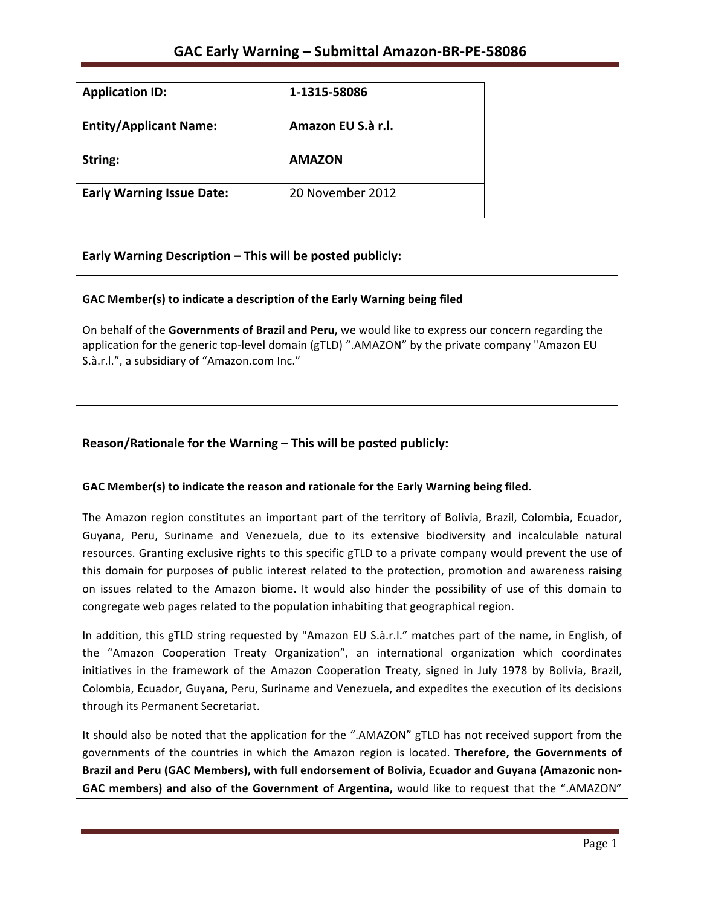# GAC Early Warning – Submittal Amazon-BR-PE-58086

| Application ID: | 1-1315-58086 |
|---|---|
| Entity/Applicant Name: | Amazon EU S.à r.l. |
| String: | AMAZON |
| Early Warning Issue Date: | 20 November 2012 |

## Early Warning Description – This will be posted publicly:

**GAC Member(s) to indicate a description of the Early Warning being filed**

On behalf of the **Governments of Brazil and Peru,** we would like to express our concern regarding the application for the generic top-level domain (gTLD) ".AMAZON" by the private company "Amazon EU S.à.r.l.", a subsidiary of "Amazon.com Inc."

## Reason/Rationale for the Warning – This will be posted publicly:

**GAC Member(s) to indicate the reason and rationale for the Early Warning being filed.**

The Amazon region constitutes an important part of the territory of Bolivia, Brazil, Colombia, Ecuador, Guyana, Peru, Suriname and Venezuela, due to its extensive biodiversity and incalculable natural resources. Granting exclusive rights to this specific gTLD to a private company would prevent the use of this domain for purposes of public interest related to the protection, promotion and awareness raising on issues related to the Amazon biome. It would also hinder the possibility of use of this domain to congregate web pages related to the population inhabiting that geographical region.

In addition, this gTLD string requested by "Amazon EU S.à.r.l." matches part of the name, in English, of the "Amazon Cooperation Treaty Organization", an international organization which coordinates initiatives in the framework of the Amazon Cooperation Treaty, signed in July 1978 by Bolivia, Brazil, Colombia, Ecuador, Guyana, Peru, Suriname and Venezuela, and expedites the execution of its decisions through its Permanent Secretariat.

It should also be noted that the application for the ".AMAZON" gTLD has not received support from the governments of the countries in which the Amazon region is located. **Therefore, the Governments of Brazil and Peru (GAC Members), with full endorsement of Bolivia, Ecuador and Guyana (Amazonic non-GAC members) and also of the Government of Argentina,** would like to request that the ".AMAZON"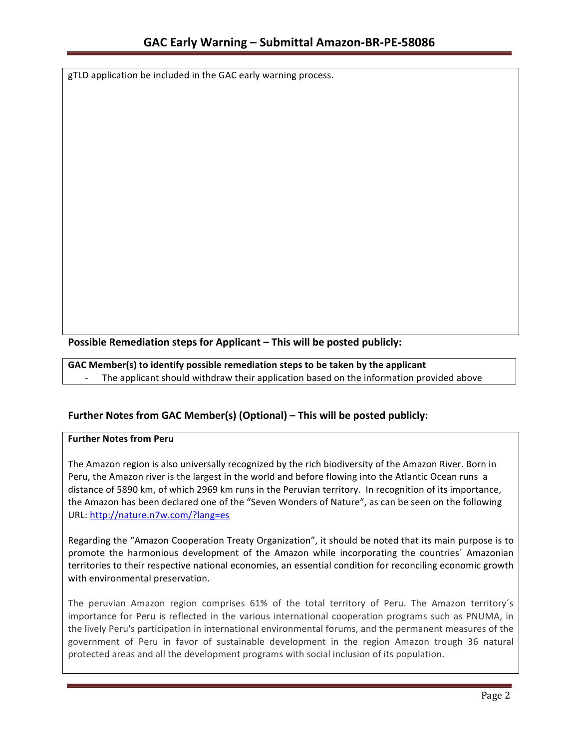gTLD application be included in the GAC early warning process.

## Possible Remediation steps for Applicant – This will be posted publicly:

**GAC Member(s) to identify possible remediation steps to be taken by the applicant**

- The applicant should withdraw their application based on the information provided above

## Further Notes from GAC Member(s) (Optional) – This will be posted publicly:

**Further Notes from Peru**

The Amazon region is also universally recognized by the rich biodiversity of the Amazon River. Born in Peru, the Amazon river is the largest in the world and before flowing into the Atlantic Ocean runs a distance of 5890 km, of which 2969 km runs in the Peruvian territory. In recognition of its importance, the Amazon has been declared one of the "Seven Wonders of Nature", as can be seen on the following URL: http://nature.n7w.com/?lang=es

Regarding the "Amazon Cooperation Treaty Organization", it should be noted that its main purpose is to promote the harmonious development of the Amazon while incorporating the countries´ Amazonian territories to their respective national economies, an essential condition for reconciling economic growth with environmental preservation.

The peruvian Amazon region comprises 61% of the total territory of Peru. The Amazon territory´s importance for Peru is reflected in the various international cooperation programs such as PNUMA, in the lively Peru's participation in international environmental forums, and the permanent measures of the government of Peru in favor of sustainable development in the region Amazon trough 36 natural protected areas and all the development programs with social inclusion of its population.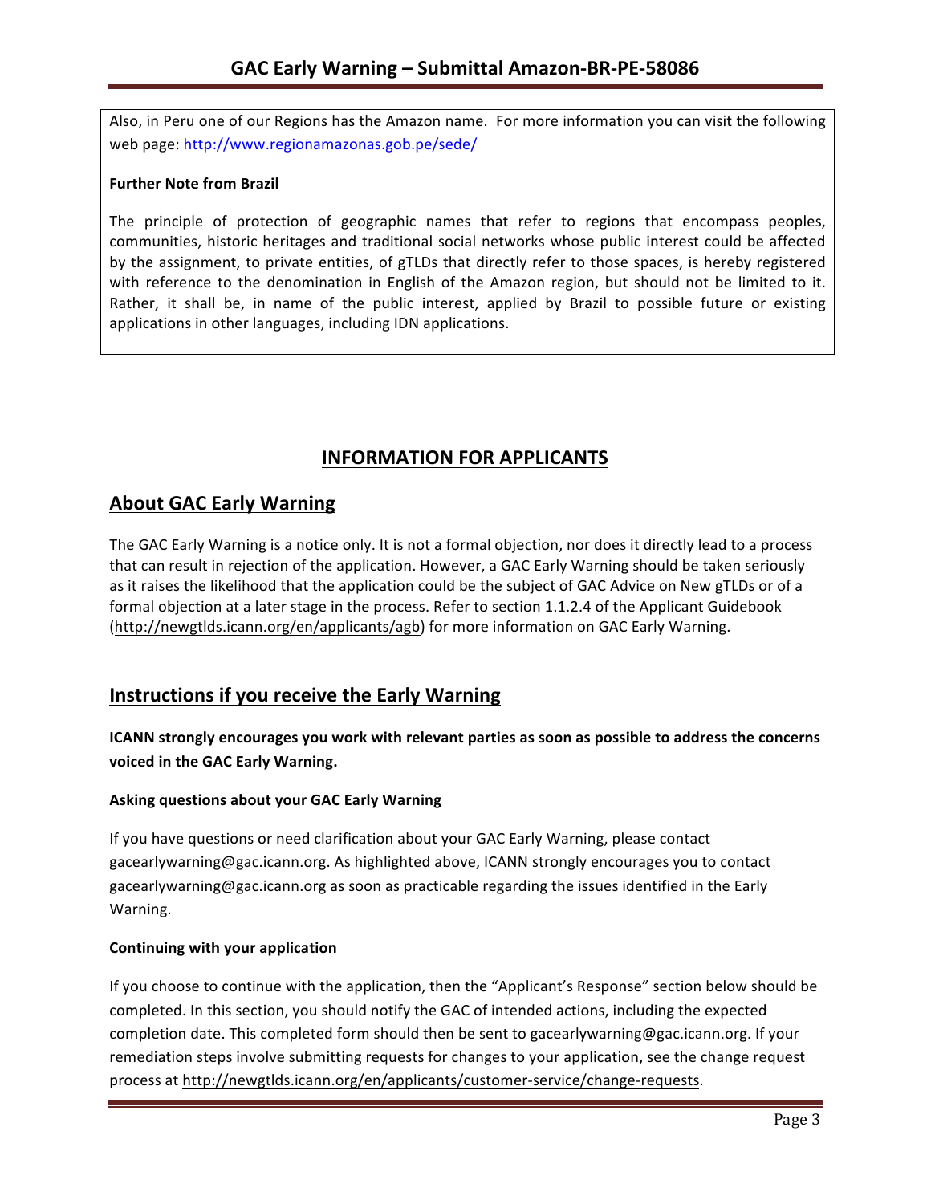Also, in Peru one of our Regions has the Amazon name. For more information you can visit the following web page: http://www.regionamazonas.gob.pe/sede/

**Further Note from Brazil**

The principle of protection of geographic names that refer to regions that encompass peoples, communities, historic heritages and traditional social networks whose public interest could be affected by the assignment, to private entities, of gTLDs that directly refer to those spaces, is hereby registered with reference to the denomination in English of the Amazon region, but should not be limited to it. Rather, it shall be, in name of the public interest, applied by Brazil to possible future or existing applications in other languages, including IDN applications.

# INFORMATION FOR APPLICANTS

## About GAC Early Warning

The GAC Early Warning is a notice only. It is not a formal objection, nor does it directly lead to a process that can result in rejection of the application. However, a GAC Early Warning should be taken seriously as it raises the likelihood that the application could be the subject of GAC Advice on New gTLDs or of a formal objection at a later stage in the process. Refer to section 1.1.2.4 of the Applicant Guidebook (http://newgtlds.icann.org/en/applicants/agb) for more information on GAC Early Warning.

## Instructions if you receive the Early Warning

**ICANN strongly encourages you work with relevant parties as soon as possible to address the concerns voiced in the GAC Early Warning.**

### Asking questions about your GAC Early Warning

If you have questions or need clarification about your GAC Early Warning, please contact gacearlywarning@gac.icann.org. As highlighted above, ICANN strongly encourages you to contact gacearlywarning@gac.icann.org as soon as practicable regarding the issues identified in the Early Warning.

### Continuing with your application

If you choose to continue with the application, then the "Applicant's Response" section below should be completed. In this section, you should notify the GAC of intended actions, including the expected completion date. This completed form should then be sent to gacearlywarning@gac.icann.org. If your remediation steps involve submitting requests for changes to your application, see the change request process at http://newgtlds.icann.org/en/applicants/customer-service/change-requests.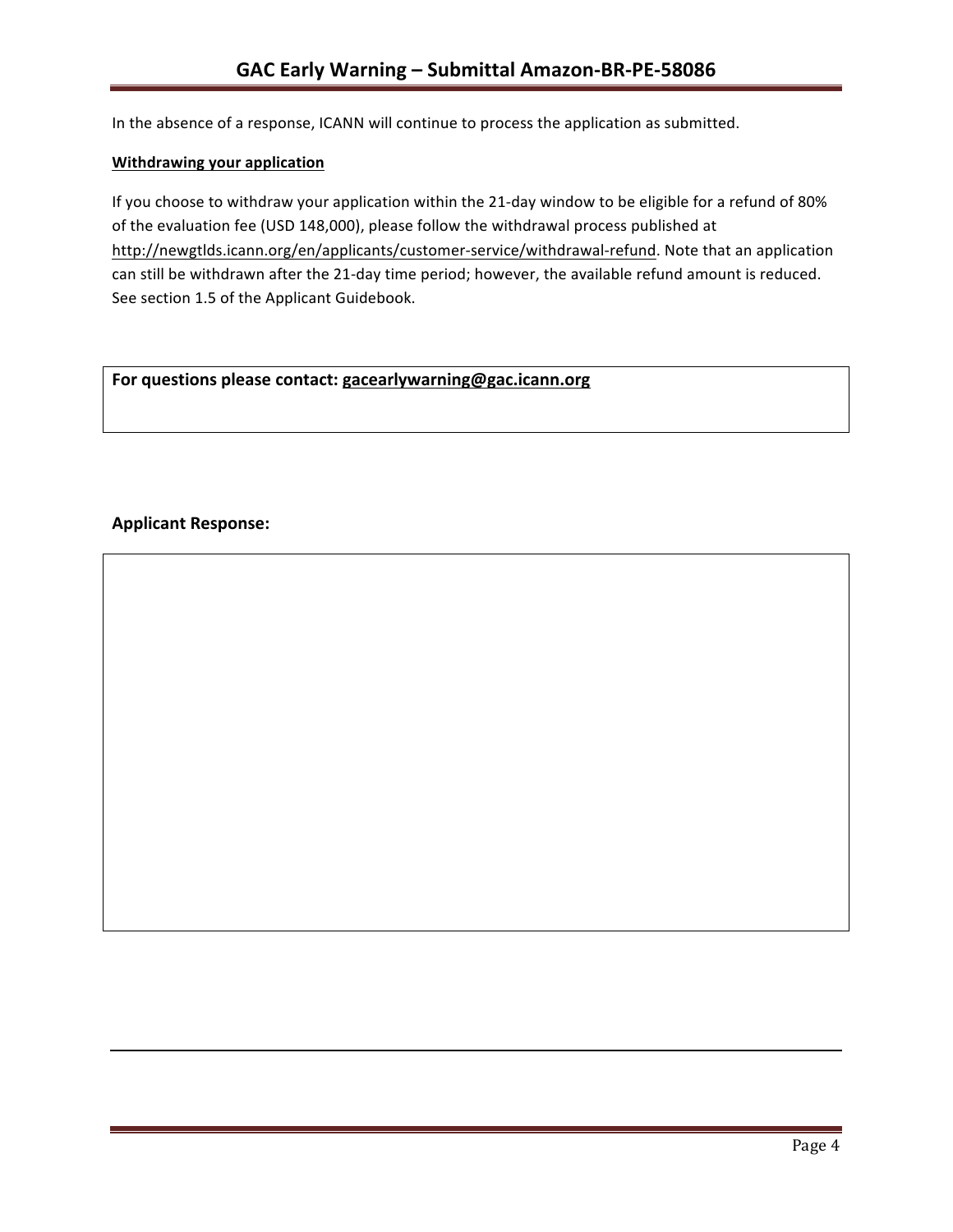In the absence of a response, ICANN will continue to process the application as submitted.

**Withdrawing your application**

If you choose to withdraw your application within the 21-day window to be eligible for a refund of 80% of the evaluation fee (USD 148,000), please follow the withdrawal process published at http://newgtlds.icann.org/en/applicants/customer-service/withdrawal-refund. Note that an application can still be withdrawn after the 21-day time period; however, the available refund amount is reduced. See section 1.5 of the Applicant Guidebook.

**For questions please contact: gacearlywarning@gac.icann.org**

**Applicant Response:**